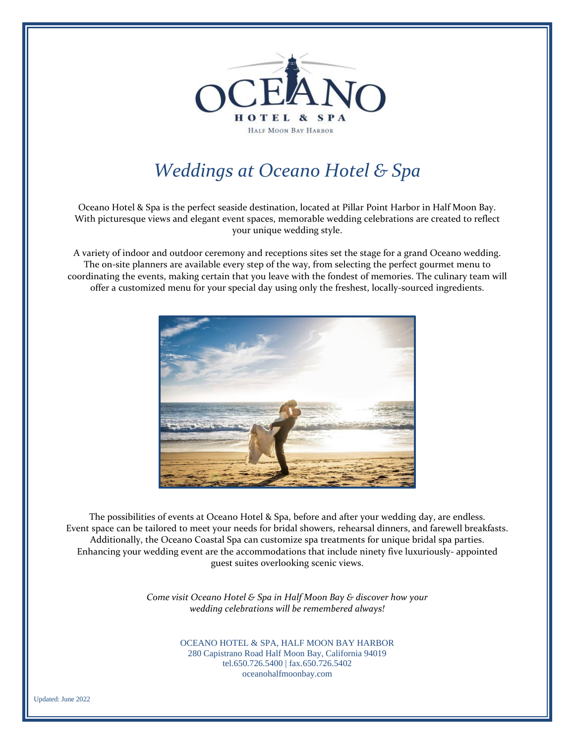OCEANO

HOTEL & SPA

HALF MOON BAY HARBOR

# *Weddings at Oceano Hotel & Spa*

Oceano Hotel & Spa is the perfect seaside destination, located at Pillar Point Harbor in Half Moon Bay. With picturesque views and elegant event spaces, memorable wedding celebrations are created to reflect your unique wedding style.

A variety of indoor and outdoor ceremony and receptions sites set the stage for a grand Oceano wedding. The on-site planners are available every step of the way, from selecting the perfect gourmet menu to coordinating the events, making certain that you leave with the fondest of memories. The culinary team will offer a customized menu for your special day using only the freshest, locally-sourced ingredients.

The possibilities of events at Oceano Hotel & Spa, before and after your wedding day, are endless. Event space can be tailored to meet your needs for bridal showers, rehearsal dinners, and farewell breakfasts. Additionally, the Oceano Coastal Spa can customize spa treatments for unique bridal spa parties. Enhancing your wedding event are the accommodations that include ninety five luxuriously- appointed guest suites overlooking scenic views.

*Come visit Oceano Hotel & Spa in Half Moon Bay & discover how your wedding celebrations will be remembered always!*

OCEANO HOTEL & SPA, HALF MOON BAY HARBOR
280 Capistrano Road Half Moon Bay, California 94019
tel.650.726.5400 | fax.650.726.5402
oceanohalfmoonbay.com

Updated: June 2022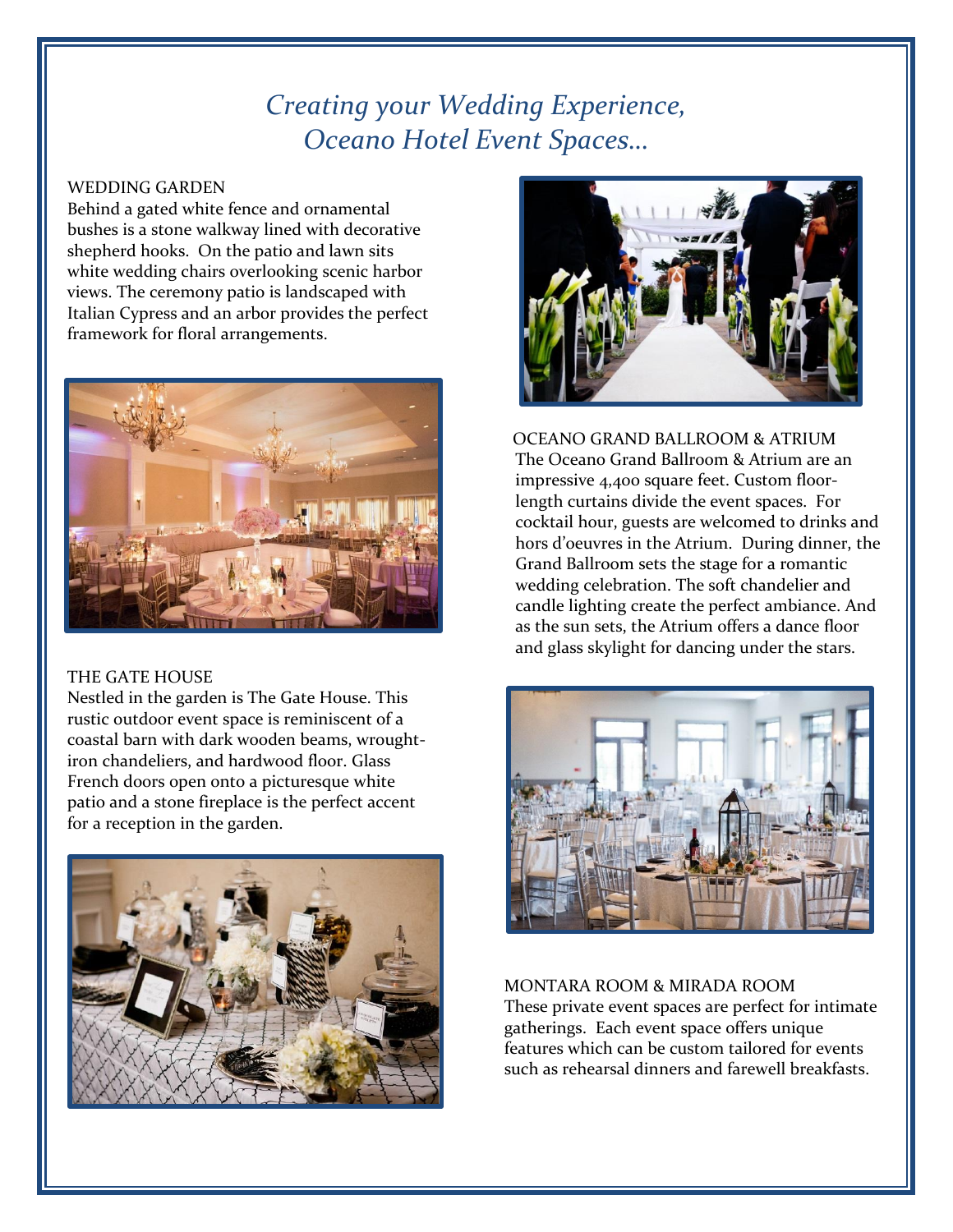# *Creating your Wedding Experience, Oceano Hotel Event Spaces…*

WEDDING GARDEN

Behind a gated white fence and ornamental bushes is a stone walkway lined with decorative shepherd hooks. On the patio and lawn sits white wedding chairs overlooking scenic harbor views. The ceremony patio is landscaped with Italian Cypress and an arbor provides the perfect framework for floral arrangements.

THE GATE HOUSE

Nestled in the garden is The Gate House. This rustic outdoor event space is reminiscent of a coastal barn with dark wooden beams, wrought-iron chandeliers, and hardwood floor. Glass French doors open onto a picturesque white patio and a stone fireplace is the perfect accent for a reception in the garden.

OCEANO GRAND BALLROOM & ATRIUM

The Oceano Grand Ballroom & Atrium are an impressive 4,400 square feet. Custom floor-length curtains divide the event spaces. For cocktail hour, guests are welcomed to drinks and hors d'oeuvres in the Atrium. During dinner, the Grand Ballroom sets the stage for a romantic wedding celebration. The soft chandelier and candle lighting create the perfect ambiance. And as the sun sets, the Atrium offers a dance floor and glass skylight for dancing under the stars.

MONTARA ROOM & MIRADA ROOM

These private event spaces are perfect for intimate gatherings. Each event space offers unique features which can be custom tailored for events such as rehearsal dinners and farewell breakfasts.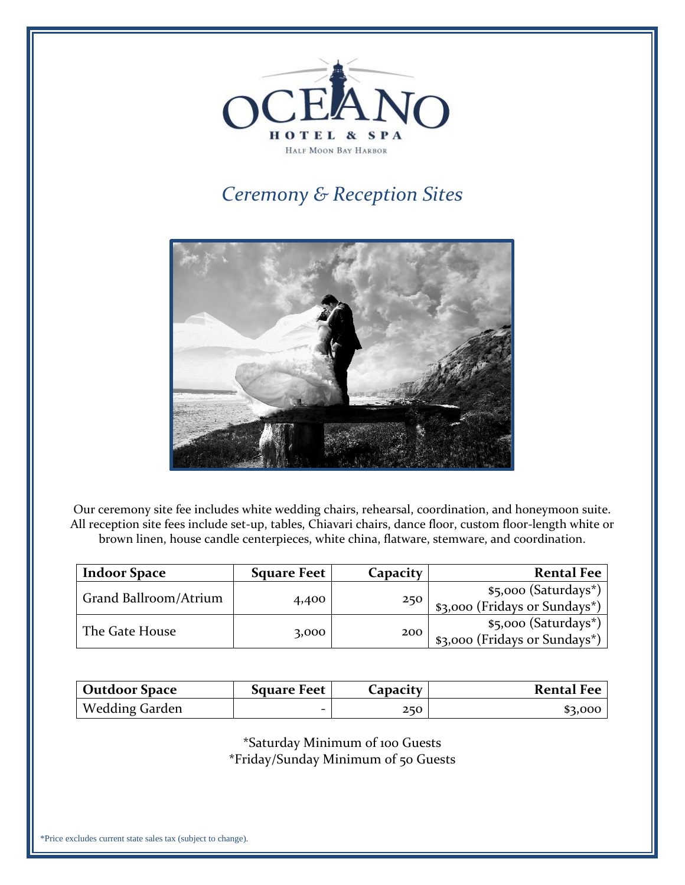# OCEANO

HOTEL & SPA

HALF MOON BAY HARBOR

## *Ceremony & Reception Sites*

Our ceremony site fee includes white wedding chairs, rehearsal, coordination, and honeymoon suite. All reception site fees include set-up, tables, Chiavari chairs, dance floor, custom floor-length white or brown linen, house candle centerpieces, white china, flatware, stemware, and coordination.

| Indoor Space | Square Feet | Capacity | Rental Fee |
|---|---:|---:|---:|
| Grand Ballroom/Atrium | 4,400 | 250 | \$5,000 (Saturdays*)<br>\$3,000 (Fridays or Sundays*) |
| The Gate House | 3,000 | 200 | \$5,000 (Saturdays*)<br>\$3,000 (Fridays or Sundays*) |

| Outdoor Space | Square Feet | Capacity | Rental Fee |
|---|---:|---:|---:|
| Wedding Garden | - | 250 | \$3,000 |

*Saturday Minimum of 100 Guests
*Friday/Sunday Minimum of 50 Guests

*Price excludes current state sales tax (subject to change).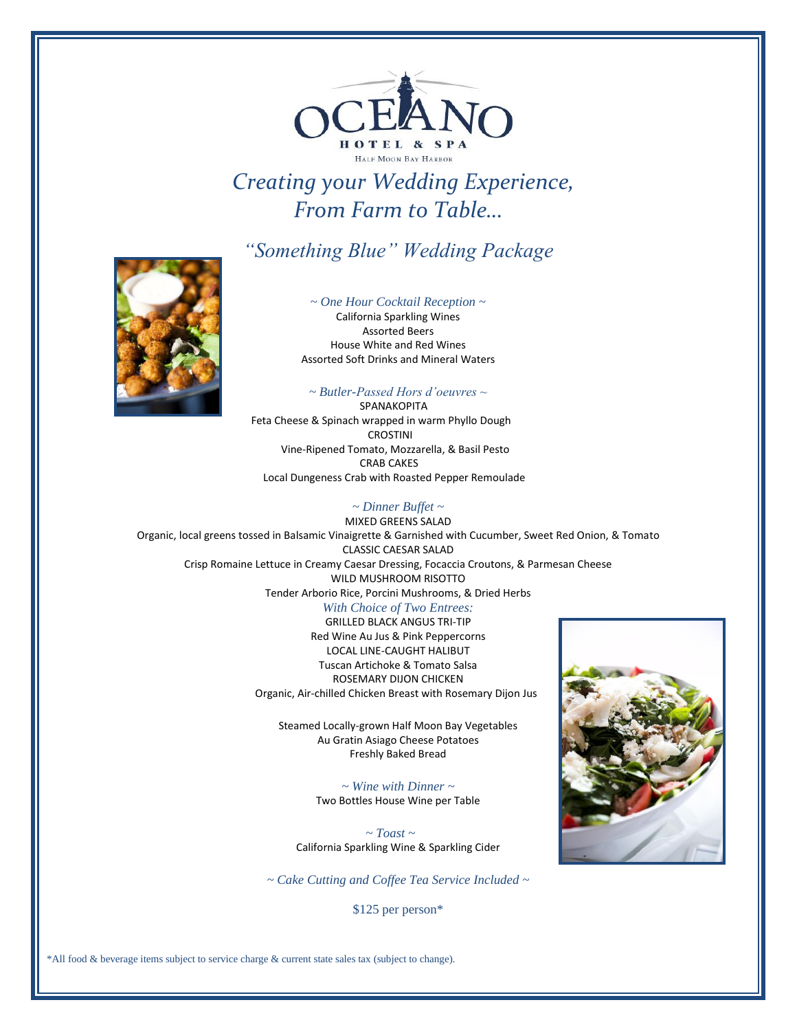OCEANO

HOTEL & SPA

HALF MOON BAY HARBOR

# *Creating your Wedding Experience, From Farm to Table…*

## *"Something Blue" Wedding Package*

*~ One Hour Cocktail Reception ~*

California Sparkling Wines
Assorted Beers
House White and Red Wines
Assorted Soft Drinks and Mineral Waters

*~ Butler-Passed Hors d'oeuvres ~*

SPANAKOPITA
Feta Cheese & Spinach wrapped in warm Phyllo Dough
CROSTINI
Vine-Ripened Tomato, Mozzarella, & Basil Pesto
CRAB CAKES
Local Dungeness Crab with Roasted Pepper Remoulade

*~ Dinner Buffet ~*

MIXED GREENS SALAD
Organic, local greens tossed in Balsamic Vinaigrette & Garnished with Cucumber, Sweet Red Onion, & Tomato
CLASSIC CAESAR SALAD
Crisp Romaine Lettuce in Creamy Caesar Dressing, Focaccia Croutons, & Parmesan Cheese
WILD MUSHROOM RISOTTO
Tender Arborio Rice, Porcini Mushrooms, & Dried Herbs

*With Choice of Two Entrees:*

GRILLED BLACK ANGUS TRI-TIP
Red Wine Au Jus & Pink Peppercorns
LOCAL LINE-CAUGHT HALIBUT
Tuscan Artichoke & Tomato Salsa
ROSEMARY DIJON CHICKEN
Organic, Air-chilled Chicken Breast with Rosemary Dijon Jus

Steamed Locally-grown Half Moon Bay Vegetables
Au Gratin Asiago Cheese Potatoes
Freshly Baked Bread

*~ Wine with Dinner ~*

Two Bottles House Wine per Table

*~ Toast ~*

California Sparkling Wine & Sparkling Cider

*~ Cake Cutting and Coffee Tea Service Included ~*

$125 per person*

*All food & beverage items subject to service charge & current state sales tax (subject to change).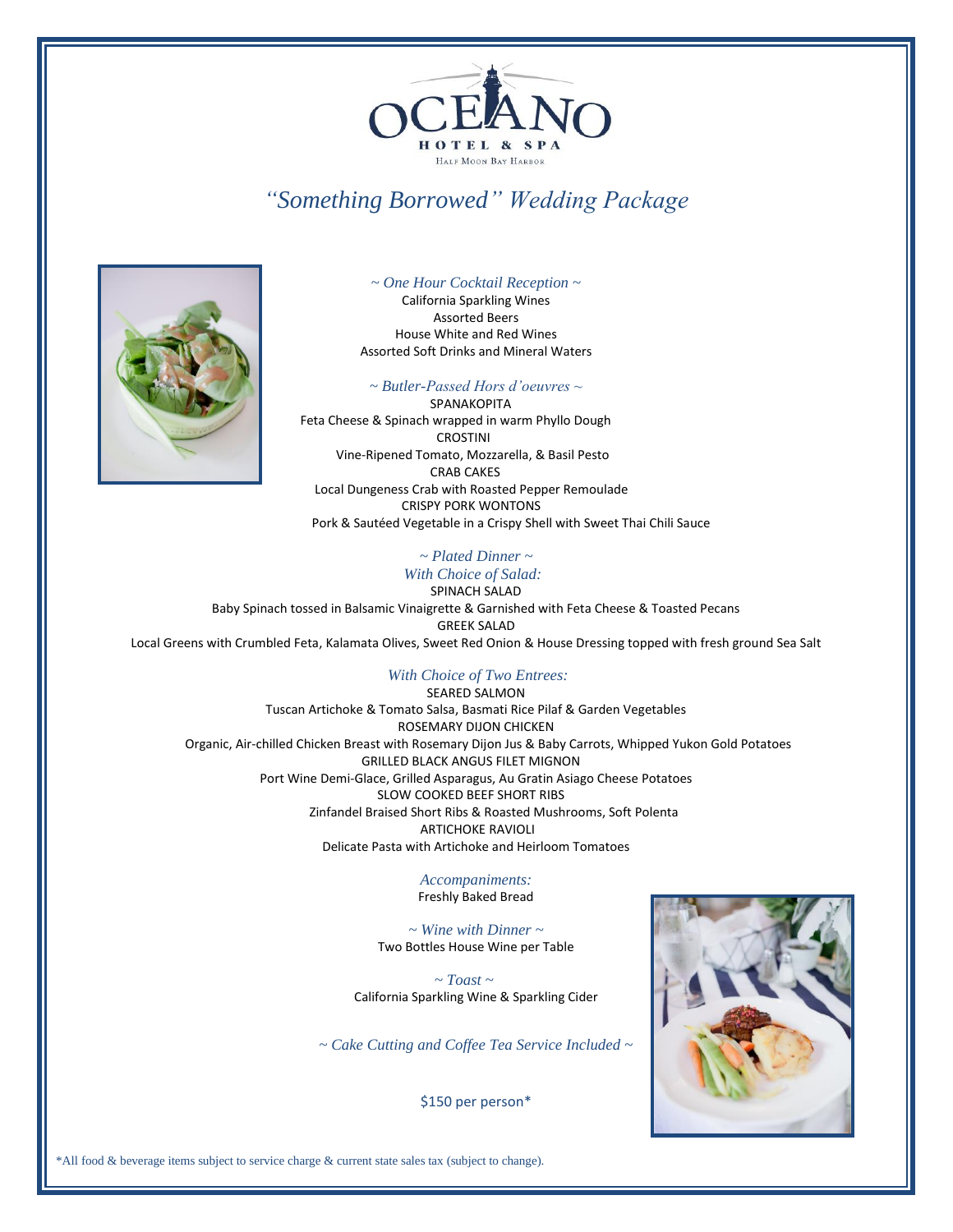OCEANO
HOTEL & SPA
Half Moon Bay Harbor

# *"Something Borrowed" Wedding Package*

### *~ One Hour Cocktail Reception ~*

California Sparkling Wines
Assorted Beers
House White and Red Wines
Assorted Soft Drinks and Mineral Waters

### *~ Butler-Passed Hors d'oeuvres ~*

SPANAKOPITA
Feta Cheese & Spinach wrapped in warm Phyllo Dough

CROSTINI
Vine-Ripened Tomato, Mozzarella, & Basil Pesto

CRAB CAKES
Local Dungeness Crab with Roasted Pepper Remoulade

CRISPY PORK WONTONS
Pork & Sautéed Vegetable in a Crispy Shell with Sweet Thai Chili Sauce

### *~ Plated Dinner ~*

*With Choice of Salad:*

SPINACH SALAD
Baby Spinach tossed in Balsamic Vinaigrette & Garnished with Feta Cheese & Toasted Pecans

GREEK SALAD
Local Greens with Crumbled Feta, Kalamata Olives, Sweet Red Onion & House Dressing topped with fresh ground Sea Salt

*With Choice of Two Entrees:*

SEARED SALMON
Tuscan Artichoke & Tomato Salsa, Basmati Rice Pilaf & Garden Vegetables

ROSEMARY DIJON CHICKEN
Organic, Air-chilled Chicken Breast with Rosemary Dijon Jus & Baby Carrots, Whipped Yukon Gold Potatoes

GRILLED BLACK ANGUS FILET MIGNON
Port Wine Demi-Glace, Grilled Asparagus, Au Gratin Asiago Cheese Potatoes

SLOW COOKED BEEF SHORT RIBS
Zinfandel Braised Short Ribs & Roasted Mushrooms, Soft Polenta

ARTICHOKE RAVIOLI
Delicate Pasta with Artichoke and Heirloom Tomatoes

*Accompaniments:*

Freshly Baked Bread

### *~ Wine with Dinner ~*

Two Bottles House Wine per Table

### *~ Toast ~*

California Sparkling Wine & Sparkling Cider

### *~ Cake Cutting and Coffee Tea Service Included ~*

$150 per person*

*All food & beverage items subject to service charge & current state sales tax (subject to change).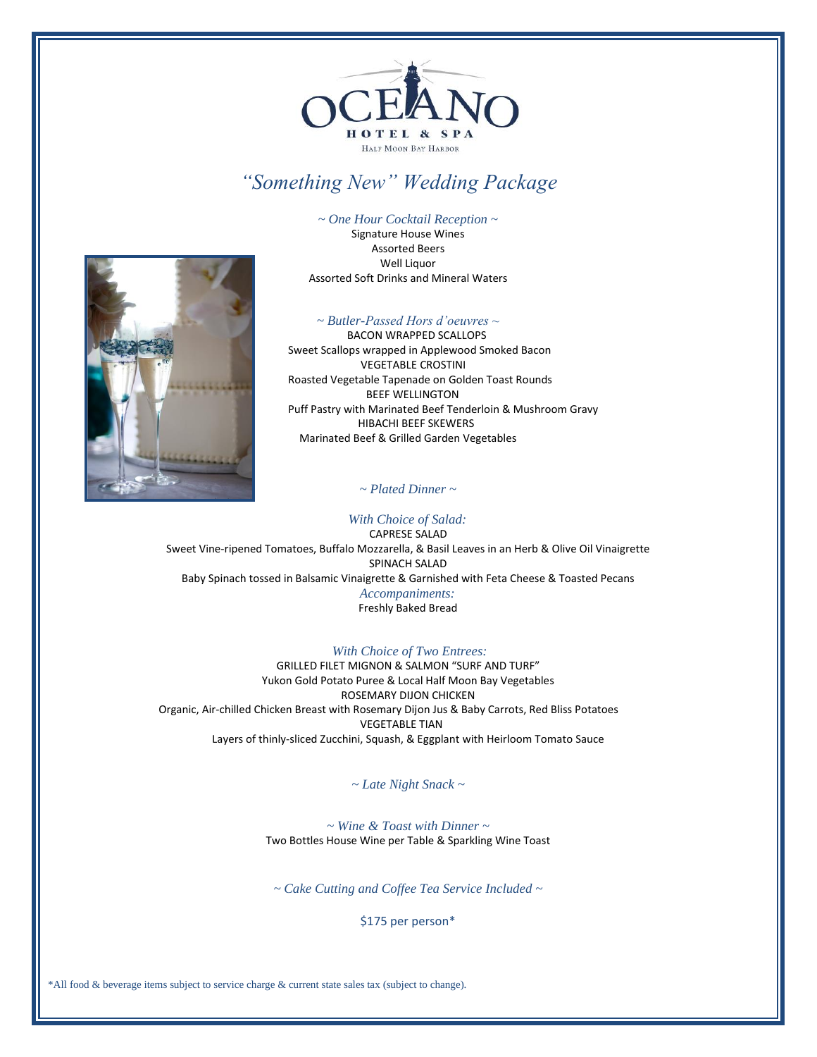OCEANO HOTEL & SPA
HALF MOON BAY HARBOR

# *"Something New" Wedding Package*

*~ One Hour Cocktail Reception ~*

Signature House Wines
Assorted Beers
Well Liquor
Assorted Soft Drinks and Mineral Waters

*~ Butler-Passed Hors d'oeuvres ~*

BACON WRAPPED SCALLOPS
Sweet Scallops wrapped in Applewood Smoked Bacon
VEGETABLE CROSTINI
Roasted Vegetable Tapenade on Golden Toast Rounds
BEEF WELLINGTON
Puff Pastry with Marinated Beef Tenderloin & Mushroom Gravy
HIBACHI BEEF SKEWERS
Marinated Beef & Grilled Garden Vegetables

*~ Plated Dinner ~*

*With Choice of Salad:*

CAPRESE SALAD
Sweet Vine-ripened Tomatoes, Buffalo Mozzarella, & Basil Leaves in an Herb & Olive Oil Vinaigrette
SPINACH SALAD
Baby Spinach tossed in Balsamic Vinaigrette & Garnished with Feta Cheese & Toasted Pecans

*Accompaniments:*

Freshly Baked Bread

*With Choice of Two Entrees:*

GRILLED FILET MIGNON & SALMON "SURF AND TURF"
Yukon Gold Potato Puree & Local Half Moon Bay Vegetables
ROSEMARY DIJON CHICKEN
Organic, Air-chilled Chicken Breast with Rosemary Dijon Jus & Baby Carrots, Red Bliss Potatoes
VEGETABLE TIAN
Layers of thinly-sliced Zucchini, Squash, & Eggplant with Heirloom Tomato Sauce

*~ Late Night Snack ~*

*~ Wine & Toast with Dinner ~*

Two Bottles House Wine per Table & Sparkling Wine Toast

*~ Cake Cutting and Coffee Tea Service Included ~*

$175 per person*

*All food & beverage items subject to service charge & current state sales tax (subject to change).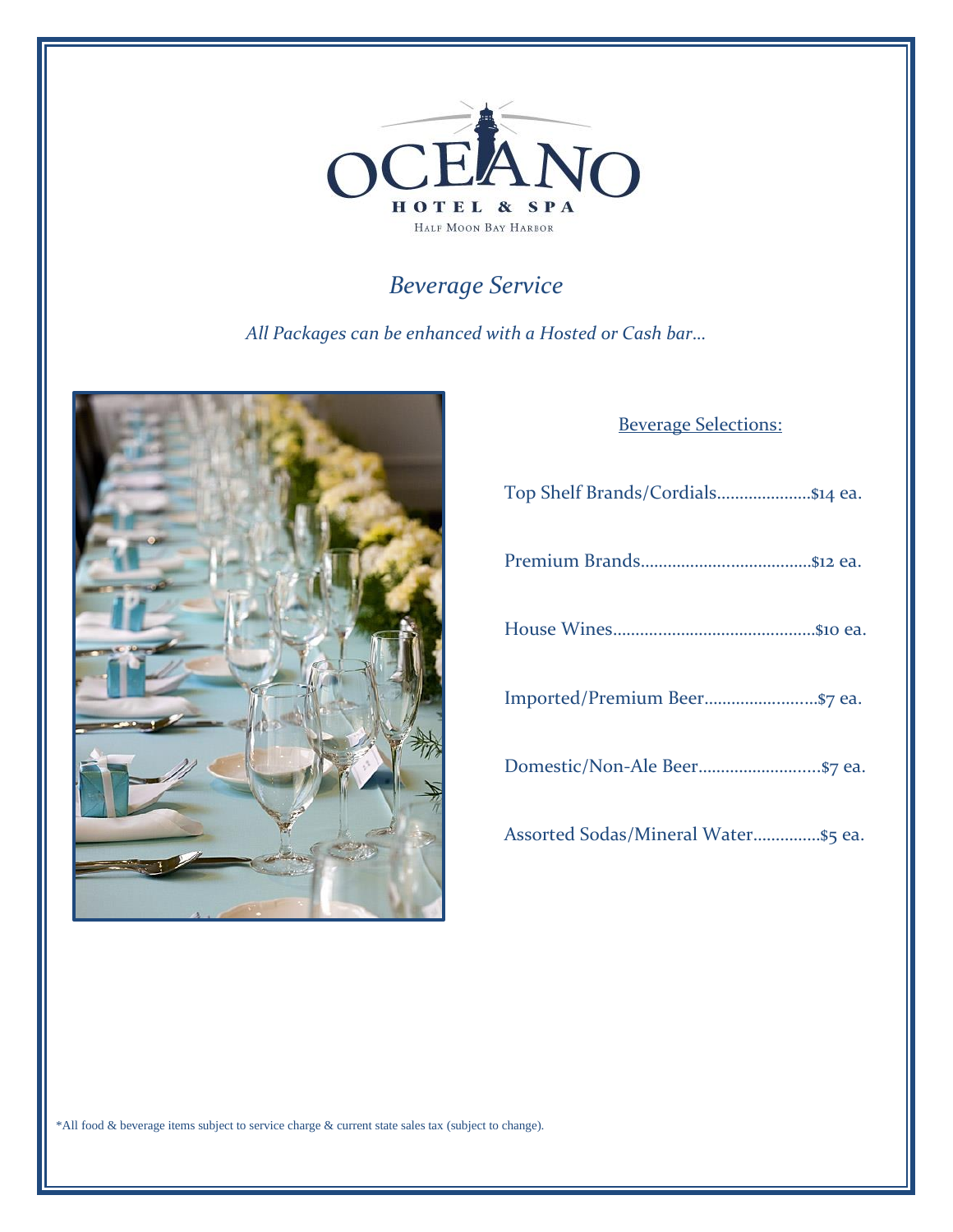OCEANO

HOTEL & SPA

HALF MOON BAY HARBOR

# *Beverage Service*

*All Packages can be enhanced with a Hosted or Cash bar…*

## Beverage Selections:

Top Shelf Brands/Cordials………………..$14 ea.

Premium Brands……………………………..$12 ea.

House Wines…………………………………….$10 ea.

Imported/Premium Beer…………………….$7 ea.

Domestic/Non-Ale Beer……………………..$7 ea.

Assorted Sodas/Mineral Water……………$5 ea.

*All food & beverage items subject to service charge & current state sales tax (subject to change).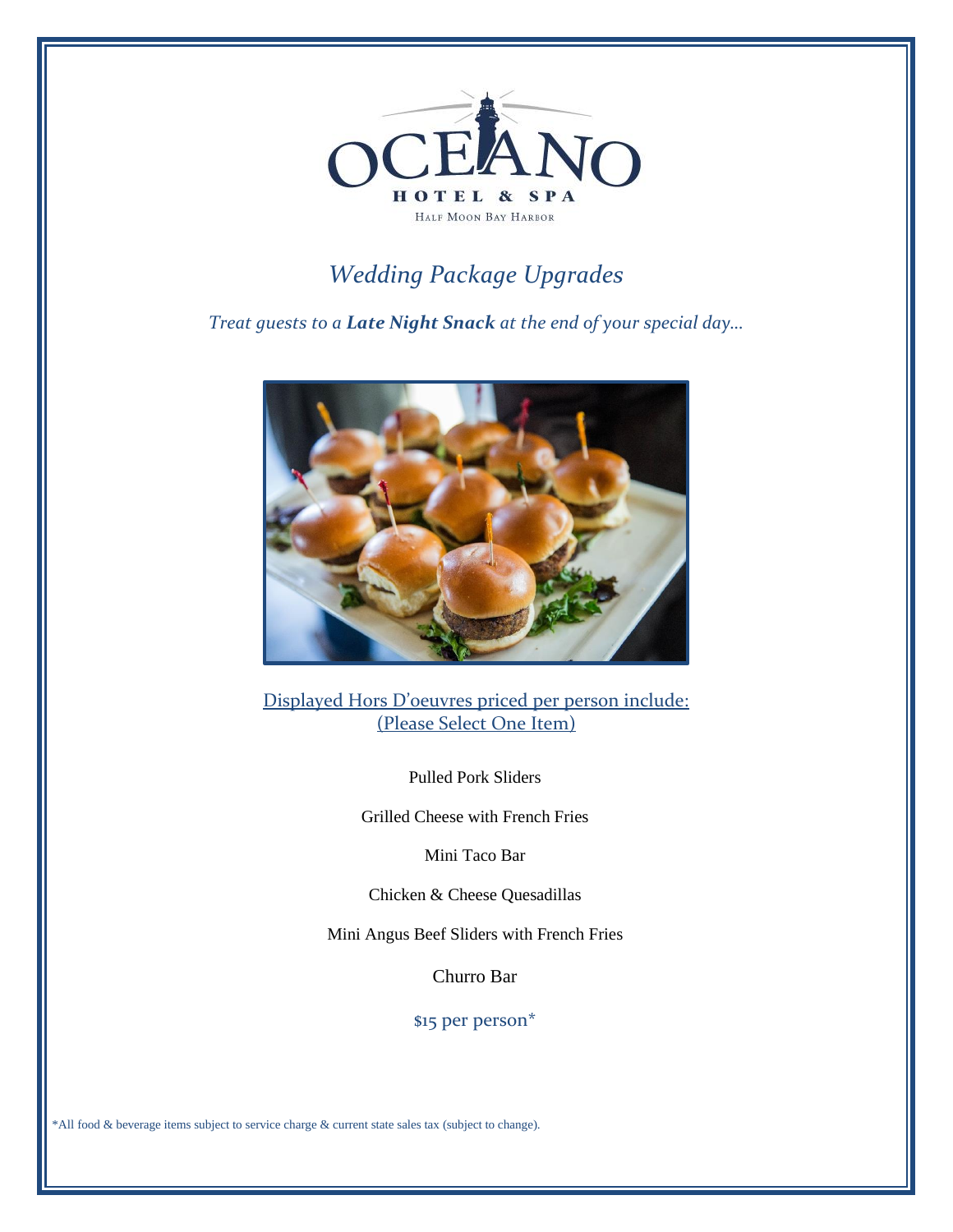OCEANO

HOTEL & SPA

HALF MOON BAY HARBOR

# *Wedding Package Upgrades*

*Treat guests to a **Late Night Snack** at the end of your special day…*

Displayed Hors D'oeuvres priced per person include:
(Please Select One Item)

Pulled Pork Sliders

Grilled Cheese with French Fries

Mini Taco Bar

Chicken & Cheese Quesadillas

Mini Angus Beef Sliders with French Fries

Churro Bar

$15 per person*

*All food & beverage items subject to service charge & current state sales tax (subject to change).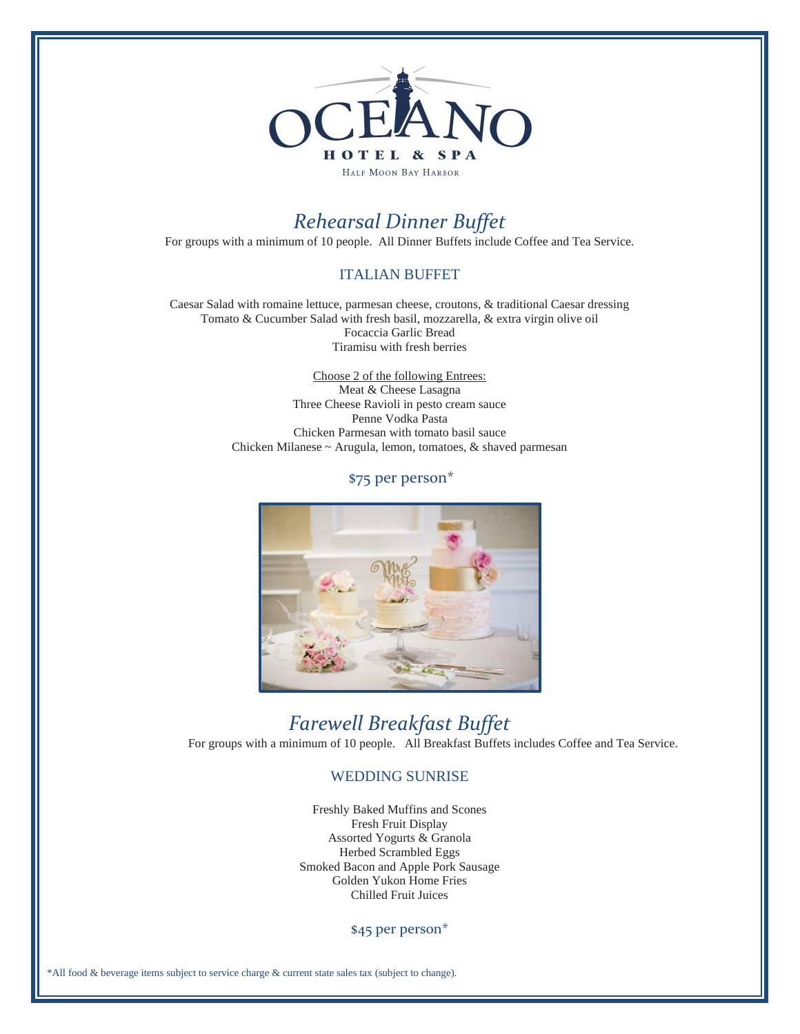OCEANO

HOTEL & SPA

HALF MOON BAY HARBOR

# *Rehearsal Dinner Buffet*

For groups with a minimum of 10 people. All Dinner Buffets include Coffee and Tea Service.

## ITALIAN BUFFET

Caesar Salad with romaine lettuce, parmesan cheese, croutons, & traditional Caesar dressing
Tomato & Cucumber Salad with fresh basil, mozzarella, & extra virgin olive oil
Focaccia Garlic Bread
Tiramisu with fresh berries

Choose 2 of the following Entrees:
Meat & Cheese Lasagna
Three Cheese Ravioli in pesto cream sauce
Penne Vodka Pasta
Chicken Parmesan with tomato basil sauce
Chicken Milanese ~ Arugula, lemon, tomatoes, & shaved parmesan

$75 per person*

# *Farewell Breakfast Buffet*

For groups with a minimum of 10 people. All Breakfast Buffets includes Coffee and Tea Service.

## WEDDING SUNRISE

Freshly Baked Muffins and Scones
Fresh Fruit Display
Assorted Yogurts & Granola
Herbed Scrambled Eggs
Smoked Bacon and Apple Pork Sausage
Golden Yukon Home Fries
Chilled Fruit Juices

$45 per person*

*All food & beverage items subject to service charge & current state sales tax (subject to change).